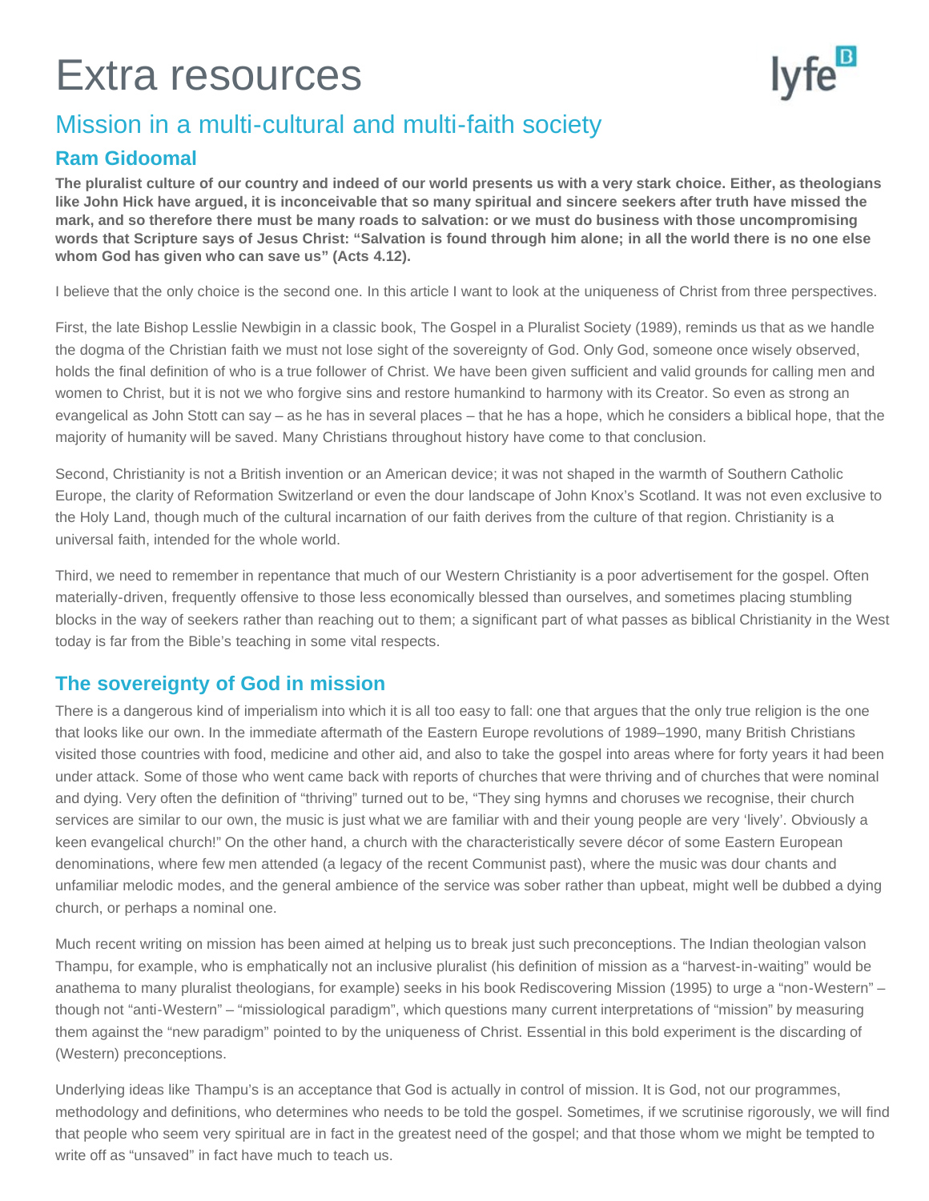# Extra resources

## Mission in a multi-cultural and multi-faith society

### Ram Gidoomal

**The pluralist culture of our country and indeed of our world presents us with a very stark choice. Either, as theologians like John Hick have argued, it is inconceivable that so many spiritual and sincere seekers after truth have missed the mark, and so therefore there must be many roads to salvation: or we must do business with those uncompromising words that Scripture says of Jesus Christ: "Salvation is found through him alone; in all the world there is no one else whom God has given who can save us" (Acts 4.12).**

I believe that the only choice is the second one. In this article I want to look at the uniqueness of Christ from three perspectives.

First, the late Bishop Lesslie Newbigin in a classic book, The Gospel in a Pluralist Society (1989), reminds us that as we handle the dogma of the Christian faith we must not lose sight of the sovereignty of God. Only God, someone once wisely observed, holds the final definition of who is a true follower of Christ. We have been given sufficient and valid grounds for calling men and women to Christ, but it is not we who forgive sins and restore humankind to harmony with its Creator. So even as strong an evangelical as John Stott can say – as he has in several places – that he has a hope, which he considers a biblical hope, that the majority of humanity will be saved. Many Christians throughout history have come to that conclusion.

Second, Christianity is not a British invention or an American device; it was not shaped in the warmth of Southern Catholic Europe, the clarity of Reformation Switzerland or even the dour landscape of John Knox's Scotland. It was not even exclusive to the Holy Land, though much of the cultural incarnation of our faith derives from the culture of that region. Christianity is a universal faith, intended for the whole world.

Third, we need to remember in repentance that much of our Western Christianity is a poor advertisement for the gospel. Often materially-driven, frequently offensive to those less economically blessed than ourselves, and sometimes placing stumbling blocks in the way of seekers rather than reaching out to them; a significant part of what passes as biblical Christianity in the West today is far from the Bible's teaching in some vital respects.

### The sovereignty of God in mission

There is a dangerous kind of imperialism into which it is all too easy to fall: one that argues that the only true religion is the one that looks like our own. In the immediate aftermath of the Eastern Europe revolutions of 1989–1990, many British Christians visited those countries with food, medicine and other aid, and also to take the gospel into areas where for forty years it had been under attack. Some of those who went came back with reports of churches that were thriving and of churches that were nominal and dying. Very often the definition of "thriving" turned out to be, "They sing hymns and choruses we recognise, their church services are similar to our own, the music is just what we are familiar with and their young people are very 'lively'. Obviously a keen evangelical church!" On the other hand, a church with the characteristically severe décor of some Eastern European denominations, where few men attended (a legacy of the recent Communist past), where the music was dour chants and unfamiliar melodic modes, and the general ambience of the service was sober rather than upbeat, might well be dubbed a dying church, or perhaps a nominal one.

Much recent writing on mission has been aimed at helping us to break just such preconceptions. The Indian theologian valson Thampu, for example, who is emphatically not an inclusive pluralist (his definition of mission as a "harvest-in-waiting" would be anathema to many pluralist theologians, for example) seeks in his book Rediscovering Mission (1995) to urge a "non-Western" – though not "anti-Western" – "missiological paradigm", which questions many current interpretations of "mission" by measuring them against the "new paradigm" pointed to by the uniqueness of Christ. Essential in this bold experiment is the discarding of (Western) preconceptions.

Underlying ideas like Thampu's is an acceptance that God is actually in control of mission. It is God, not our programmes, methodology and definitions, who determines who needs to be told the gospel. Sometimes, if we scrutinise rigorously, we will find that people who seem very spiritual are in fact in the greatest need of the gospel; and that those whom we might be tempted to write off as "unsaved" in fact have much to teach us.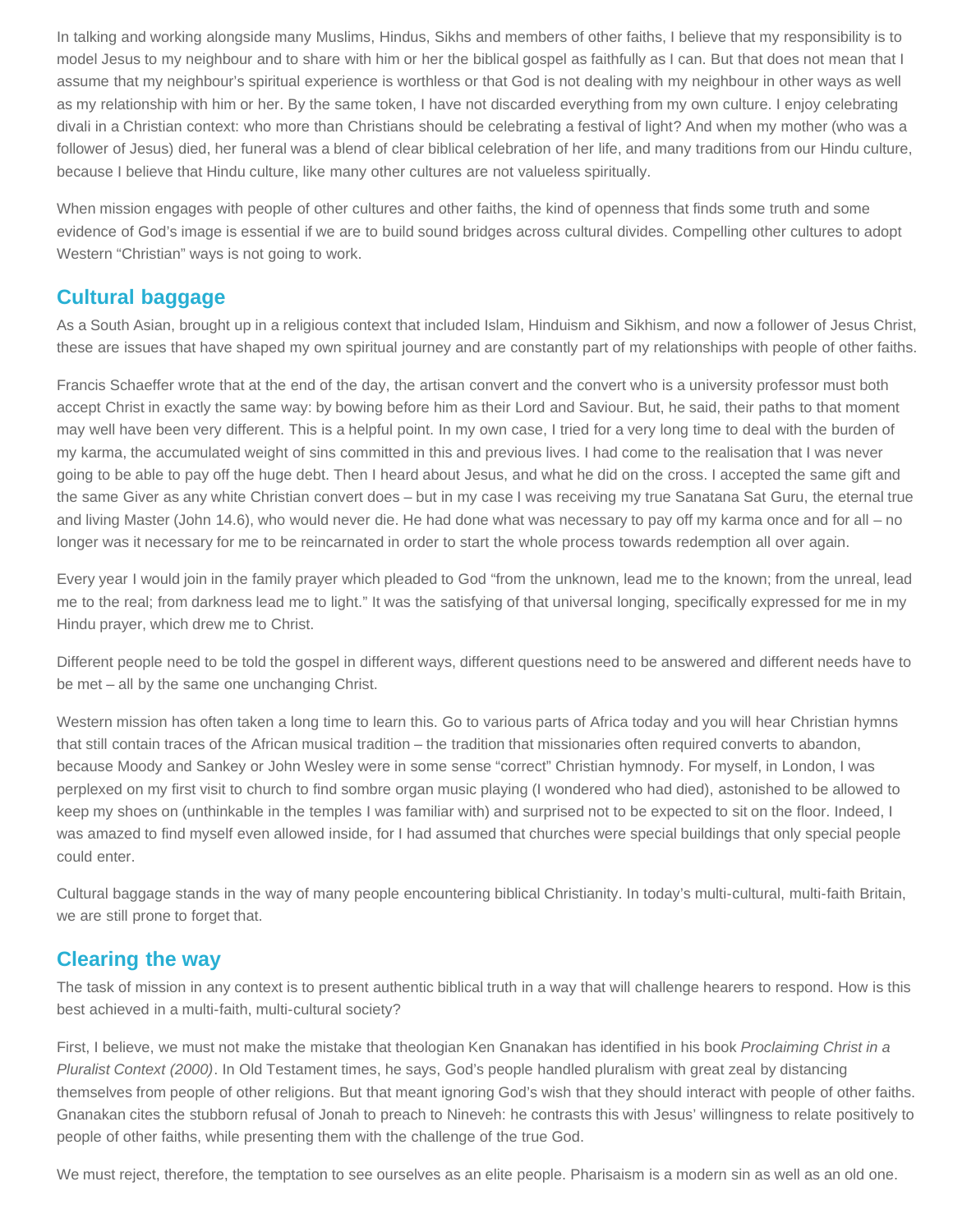In talking and working alongside many Muslims, Hindus, Sikhs and members of other faiths, I believe that my responsibility is to model Jesus to my neighbour and to share with him or her the biblical gospel as faithfully as I can. But that does not mean that I assume that my neighbour's spiritual experience is worthless or that God is not dealing with my neighbour in other ways as well as my relationship with him or her. By the same token, I have not discarded everything from my own culture. I enjoy celebrating divali in a Christian context: who more than Christians should be celebrating a festival of light? And when my mother (who was a follower of Jesus) died, her funeral was a blend of clear biblical celebration of her life, and many traditions from our Hindu culture, because I believe that Hindu culture, like many other cultures are not valueless spiritually.

When mission engages with people of other cultures and other faiths, the kind of openness that finds some truth and some evidence of God's image is essential if we are to build sound bridges across cultural divides. Compelling other cultures to adopt Western "Christian" ways is not going to work.

## Cultural baggage

As a South Asian, brought up in a religious context that included Islam, Hinduism and Sikhism, and now a follower of Jesus Christ, these are issues that have shaped my own spiritual journey and are constantly part of my relationships with people of other faiths.

Francis Schaeffer wrote that at the end of the day, the artisan convert and the convert who is a university professor must both accept Christ in exactly the same way: by bowing before him as their Lord and Saviour. But, he said, their paths to that moment may well have been very different. This is a helpful point. In my own case, I tried for a very long time to deal with the burden of my karma, the accumulated weight of sins committed in this and previous lives. I had come to the realisation that I was never going to be able to pay off the huge debt. Then I heard about Jesus, and what he did on the cross. I accepted the same gift and the same Giver as any white Christian convert does – but in my case I was receiving my true Sanatana Sat Guru, the eternal true and living Master (John 14.6), who would never die. He had done what was necessary to pay off my karma once and for all – no longer was it necessary for me to be reincarnated in order to start the whole process towards redemption all over again.

Every year I would join in the family prayer which pleaded to God "from the unknown, lead me to the known; from the unreal, lead me to the real; from darkness lead me to light." It was the satisfying of that universal longing, specifically expressed for me in my Hindu prayer, which drew me to Christ.

Different people need to be told the gospel in different ways, different questions need to be answered and different needs have to be met – all by the same one unchanging Christ.

Western mission has often taken a long time to learn this. Go to various parts of Africa today and you will hear Christian hymns that still contain traces of the African musical tradition – the tradition that missionaries often required converts to abandon, because Moody and Sankey or John Wesley were in some sense "correct" Christian hymnody. For myself, in London, I was perplexed on my first visit to church to find sombre organ music playing (I wondered who had died), astonished to be allowed to keep my shoes on (unthinkable in the temples I was familiar with) and surprised not to be expected to sit on the floor. Indeed, I was amazed to find myself even allowed inside, for I had assumed that churches were special buildings that only special people could enter.

Cultural baggage stands in the way of many people encountering biblical Christianity. In today's multi-cultural, multi-faith Britain, we are still prone to forget that.

## Clearing the way

The task of mission in any context is to present authentic biblical truth in a way that will challenge hearers to respond. How is this best achieved in a multi-faith, multi-cultural society?

First, I believe, we must not make the mistake that theologian Ken Gnanakan has identified in his book *Proclaiming Christ in a Pluralist Context (2000)*. In Old Testament times, he says, God's people handled pluralism with great zeal by distancing themselves from people of other religions. But that meant ignoring God's wish that they should interact with people of other faiths. Gnanakan cites the stubborn refusal of Jonah to preach to Nineveh: he contrasts this with Jesus' willingness to relate positively to people of other faiths, while presenting them with the challenge of the true God.

We must reject, therefore, the temptation to see ourselves as an elite people. Pharisaism is a modern sin as well as an old one.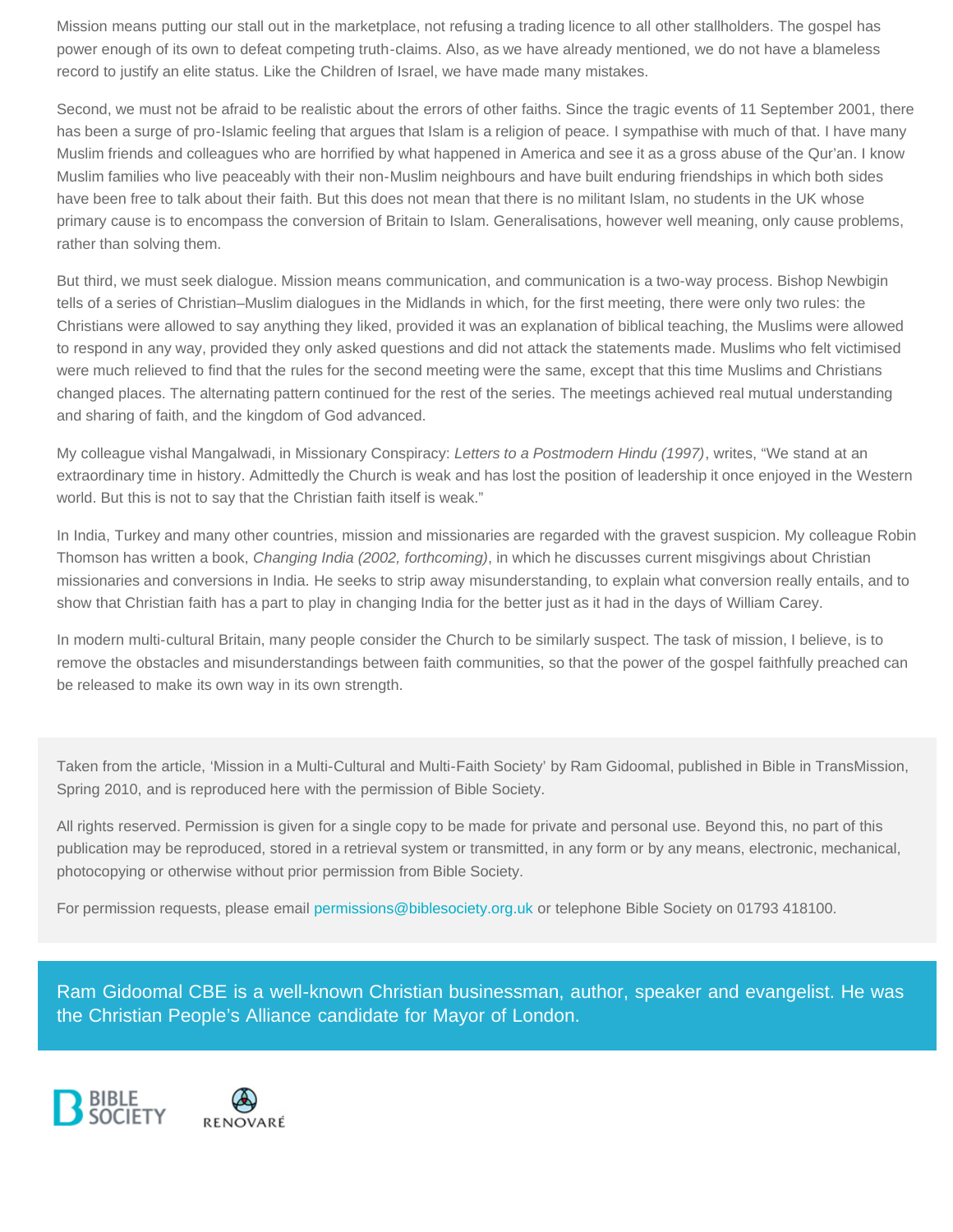Mission means putting our stall out in the marketplace, not refusing a trading licence to all other stallholders. The gospel has power enough of its own to defeat competing truth-claims. Also, as we have already mentioned, we do not have a blameless record to justify an elite status. Like the Children of Israel, we have made many mistakes.

Second, we must not be afraid to be realistic about the errors of other faiths. Since the tragic events of 11 September 2001, there has been a surge of pro-Islamic feeling that argues that Islam is a religion of peace. I sympathise with much of that. I have many Muslim friends and colleagues who are horrified by what happened in America and see it as a gross abuse of the Qur'an. I know Muslim families who live peaceably with their non-Muslim neighbours and have built enduring friendships in which both sides have been free to talk about their faith. But this does not mean that there is no militant Islam, no students in the UK whose primary cause is to encompass the conversion of Britain to Islam. Generalisations, however well meaning, only cause problems, rather than solving them.

But third, we must seek dialogue. Mission means communication, and communication is a two-way process. Bishop Newbigin tells of a series of Christian–Muslim dialogues in the Midlands in which, for the first meeting, there were only two rules: the Christians were allowed to say anything they liked, provided it was an explanation of biblical teaching, the Muslims were allowed to respond in any way, provided they only asked questions and did not attack the statements made. Muslims who felt victimised were much relieved to find that the rules for the second meeting were the same, except that this time Muslims and Christians changed places. The alternating pattern continued for the rest of the series. The meetings achieved real mutual understanding and sharing of faith, and the kingdom of God advanced.

My colleague vishal Mangalwadi, in Missionary Conspiracy: *Letters to a Postmodern Hindu (1997)*, writes, "We stand at an extraordinary time in history. Admittedly the Church is weak and has lost the position of leadership it once enjoyed in the Western world. But this is not to say that the Christian faith itself is weak."

In India, Turkey and many other countries, mission and missionaries are regarded with the gravest suspicion. My colleague Robin Thomson has written a book, *Changing India (2002, forthcoming)*, in which he discusses current misgivings about Christian missionaries and conversions in India. He seeks to strip away misunderstanding, to explain what conversion really entails, and to show that Christian faith has a part to play in changing India for the better just as it had in the days of William Carey.

In modern multi-cultural Britain, many people consider the Church to be similarly suspect. The task of mission, I believe, is to remove the obstacles and misunderstandings between faith communities, so that the power of the gospel faithfully preached can be released to make its own way in its own strength.

Taken from the article, 'Mission in a Multi-Cultural and Multi-Faith Society' by Ram Gidoomal, published in Bible in TransMission, Spring 2010, and is reproduced here with the permission of Bible Society.

All rights reserved. Permission is given for a single copy to be made for private and personal use. Beyond this, no part of this publication may be reproduced, stored in a retrieval system or transmitted, in any form or by any means, electronic, mechanical, photocopying or otherwise without prior permission from Bible Society.

For permission requests, please email permissions@biblesociety.org.uk or telephone Bible Society on 01793 418100.

Ram Gidoomal CBE is a well-known Christian businessman, author, speaker and evangelist. He was the Christian People's Alliance candidate for Mayor of London.

BIBLE SOCIETY

RENOVARÉ